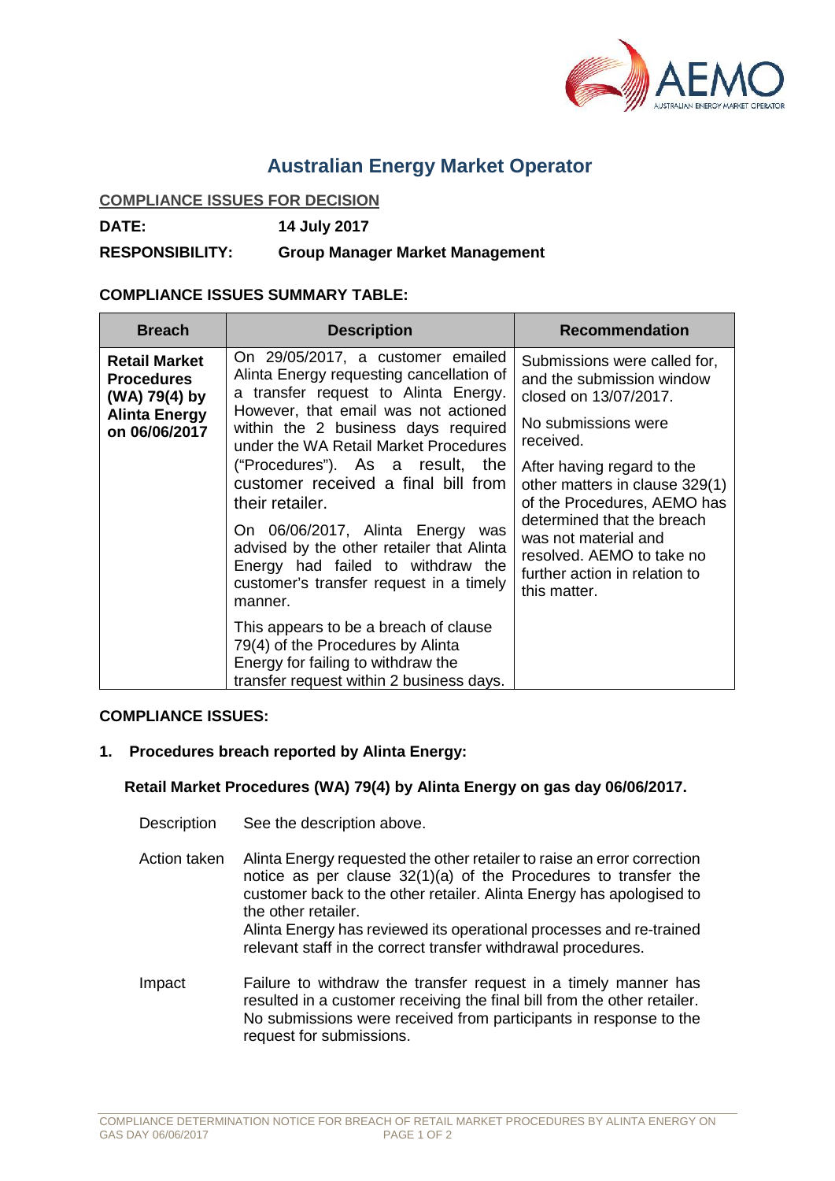# Australian Energy Market Operator

**COMPLIANCE ISSUES FOR DECISION**

**DATE:** **14 July 2017**

**RESPONSIBILITY:** **Group Manager Market Management**

**COMPLIANCE ISSUES SUMMARY TABLE:**

| Breach | Description | Recommendation |
|---|---|---|
| **Retail Market Procedures (WA) 79(4) by Alinta Energy on 06/06/2017** | On 29/05/2017, a customer emailed Alinta Energy requesting cancellation of a transfer request to Alinta Energy. However, that email was not actioned within the 2 business days required under the WA Retail Market Procedures ("Procedures"). As a result, the customer received a final bill from their retailer.<br><br>On 06/06/2017, Alinta Energy was advised by the other retailer that Alinta Energy had failed to withdraw the customer's transfer request in a timely manner.<br><br>This appears to be a breach of clause 79(4) of the Procedures by Alinta Energy for failing to withdraw the transfer request within 2 business days. | Submissions were called for, and the submission window closed on 13/07/2017.<br><br>No submissions were received.<br><br>After having regard to the other matters in clause 329(1) of the Procedures, AEMO has determined that the breach was not material and resolved. AEMO to take no further action in relation to this matter. |

**COMPLIANCE ISSUES:**

## 1. Procedures breach reported by Alinta Energy:

### Retail Market Procedures (WA) 79(4) by Alinta Energy on gas day 06/06/2017.

**Description:** See the description above.

**Action taken:** Alinta Energy requested the other retailer to raise an error correction notice as per clause 32(1)(a) of the Procedures to transfer the customer back to the other retailer. Alinta Energy has apologised to the other retailer.
Alinta Energy has reviewed its operational processes and re-trained relevant staff in the correct transfer withdrawal procedures.

**Impact:** Failure to withdraw the transfer request in a timely manner has resulted in a customer receiving the final bill from the other retailer. No submissions were received from participants in response to the request for submissions.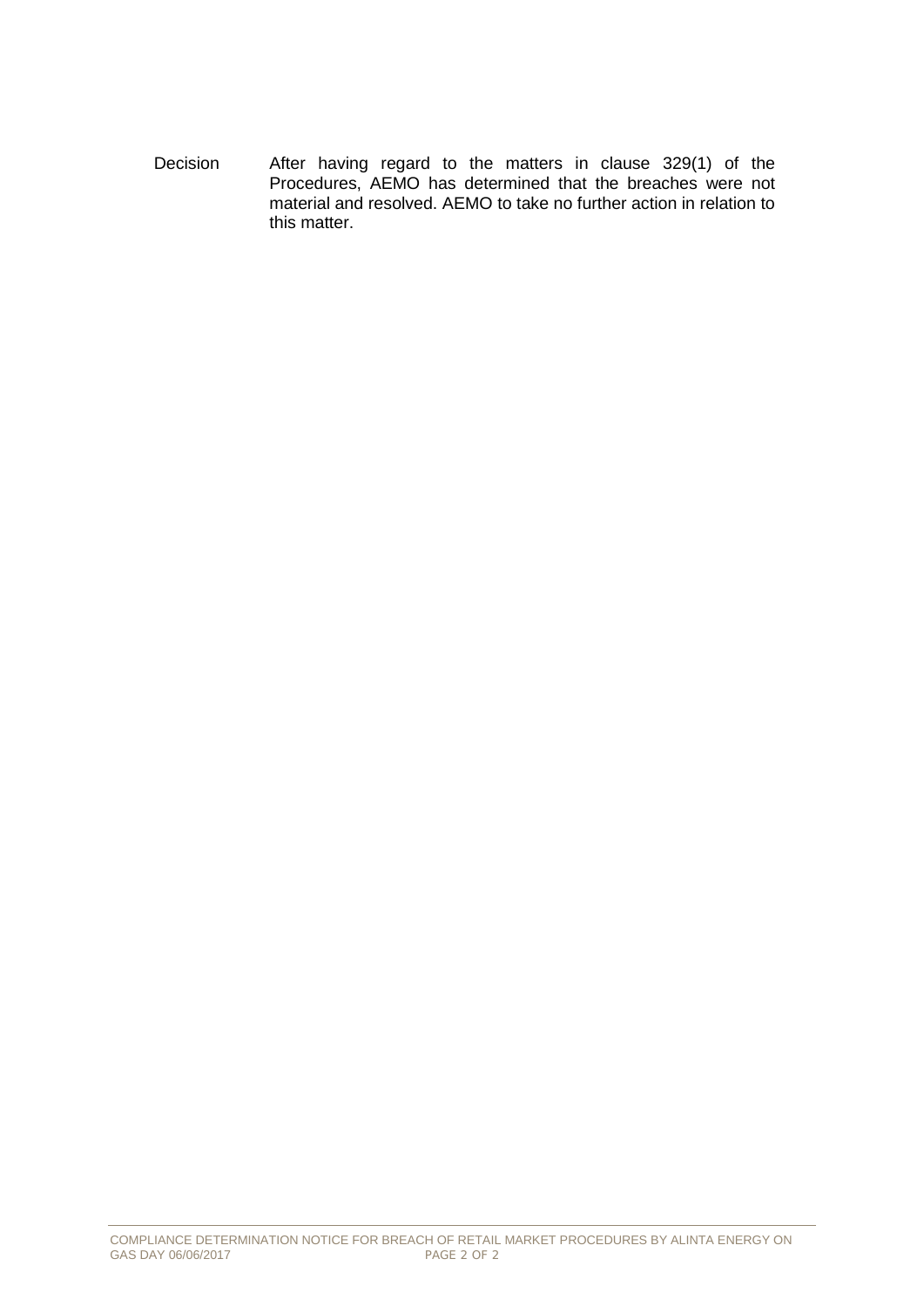| | |
|---|---|
| Decision | After having regard to the matters in clause 329(1) of the Procedures, AEMO has determined that the breaches were not material and resolved. AEMO to take no further action in relation to this matter. |